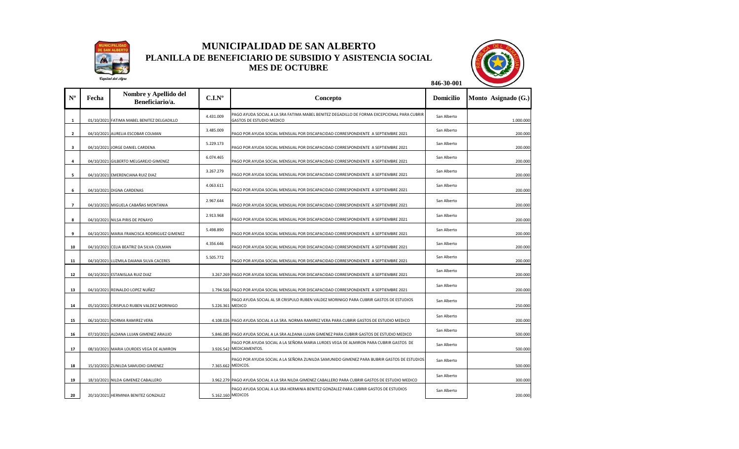# MUNICIPALIDAD DE SAN ALBERTO
## PLANILLA DE BENEFICIARIO DE SUBSIDIO Y ASISTENCIA SOCIAL
## MES DE OCTUBRE

846-30-001

| N° | Fecha | Nombre y Apellido del Beneficiario/a. | C.I.N° | Concepto | Domicilio | Monto Asignado (G.) |
|---|---|---|---|---|---|---|
| 1 | 01/10/2021 | FATIMA MABEL BENITEZ DELGADILLO | 4.431.009 | PAGO AYUDA SOCIAL A LA SRA FATIMA MABEL BENITEZ DEGADILLO DE FORMA EXCEPCIONAL PARA CUBRIR GASTOS DE ESTUDIO MEDICO | San Alberto | 1.000.000 |
| 2 | 04/10/2021 | AURELIA ESCOBAR COLMAN | 3.485.009 | PAGO POR AYUDA SOCIAL MENSUAL POR DISCAPACIDAD CORRESPONDIENTE A SEPTIEMBRE 2021 | San Alberto | 200.000 |
| 3 | 04/10/2021 | JORGE DANIEL CARDENA | 5.229.173 | PAGO POR AYUDA SOCIAL MENSUAL POR DISCAPACIDAD CORRESPONDIENTE A SEPTIEMBRE 2021 | San Alberto | 200.000 |
| 4 | 04/10/2021 | GILBERTO MELGAREJO GIMENEZ | 6.074.465 | PAGO POR AYUDA SOCIAL MENSUAL POR DISCAPACIDAD CORRESPONDIENTE A SEPTIEMBRE 2021 | San Alberto | 200.000 |
| 5 | 04/10/2021 | EMERENCIANA RUIZ DIAZ | 3.267.279 | PAGO POR AYUDA SOCIAL MENSUAL POR DISCAPACIDAD CORRESPONDIENTE A SEPTIEMBRE 2021 | San Alberto | 200.000 |
| 6 | 04/10/2021 | DIGNA CARDENAS | 4.063.611 | PAGO POR AYUDA SOCIAL MENSUAL POR DISCAPACIDAD CORRESPONDIENTE A SEPTIEMBRE 2021 | San Alberto | 200.000 |
| 7 | 04/10/2021 | MIGUELA CABAÑAS MONTANIA | 2.967.644 | PAGO POR AYUDA SOCIAL MENSUAL POR DISCAPACIDAD CORRESPONDIENTE A SEPTIEMBRE 2021 | San Alberto | 200.000 |
| 8 | 04/10/2021 | NILSA PIRIS DE PENAYO | 2.913.968 | PAGO POR AYUDA SOCIAL MENSUAL POR DISCAPACIDAD CORRESPONDIENTE A SEPTIEMBRE 2021 | San Alberto | 200.000 |
| 9 | 04/10/2021 | MARIA FRANCISCA RODRIGUEZ GIMENEZ | 5.498.890 | PAGO POR AYUDA SOCIAL MENSUAL POR DISCAPACIDAD CORRESPONDIENTE A SEPTIEMBRE 2021 | San Alberto | 200.000 |
| 10 | 04/10/2021 | CELIA BEATRIZ DA SILVA COLMAN | 4.356.646 | PAGO POR AYUDA SOCIAL MENSUAL POR DISCAPACIDAD CORRESPONDIENTE A SEPTIEMBRE 2021 | San Alberto | 200.000 |
| 11 | 04/10/2021 | LUZMILA DAIANA SILVA CACERES | 5.505.772 | PAGO POR AYUDA SOCIAL MENSUAL POR DISCAPACIDAD CORRESPONDIENTE A SEPTIEMBRE 2021 | San Alberto | 200.000 |
| 12 | 04/10/2021 | ESTANISLAA RUIZ DIAZ | 3.267.269 | PAGO POR AYUDA SOCIAL MENSUAL POR DISCAPACIDAD CORRESPONDIENTE A SEPTIEMBRE 2021 | San Alberto | 200.000 |
| 13 | 04/10/2021 | REINALDO LOPEZ NUÑEZ | 1.794.566 | PAGO POR AYUDA SOCIAL MENSUAL POR DISCAPACIDAD CORRESPONDIENTE A SEPTIEMBRE 2021 | San Alberto | 200.000 |
| 14 | 05/10/2021 | CRISPULO RUBEN VALDEZ MORINIGO | 5.226.361 | PAGO AYUDA SOCIAL AL SR CRISPULO RUBEN VALDEZ MORINIGO PARA CUBRIR GASTOS DE ESTUDIOS MEDICO | San Alberto | 250.000 |
| 15 | 06/10/2021 | NORMA RAMIREZ VERA | 4.108.026 | PAGO AYUDA SOCIAL A LA SRA. NORMA RAMIREZ VERA PARA CUBRIR GASTOS DE ESTUDIO MEDICO | San Alberto | 200.000 |
| 16 | 07/10/2021 | ALDANA LUJAN GIMENEZ ARAUJO | 5.846.085 | PAGO AYUDA SOCIAL A LA SRA ALDANA LUJAN GIMENEZ PARA CUBRIR GASTOS DE ESTUDIO MEDICO | San Alberto | 500.000 |
| 17 | 08/10/2021 | MARIA LOURDES VEGA DE ALMIRON | 3.926.542 | PAGO POR AYUDA SOCIAL A LA SEÑORA MARIA LURDES VEGA DE ALMIRON PARA CUBRIR GASTOS DE MEDICAMENTOS. | San Alberto | 500.000 |
| 18 | 15/10/2021 | ZUNILDA SAMUDIO GIMENEZ | 7.365.662 | PAGO POR AYUDA SOCIAL A LA SEÑORA ZUNILDA SAMUNIDO GIMENEZ PARA BUBRIR GASTOS DE ESTUDIOS MEDICOS. | San Alberto | 500.000 |
| 19 | 18/10/2021 | NILDA GIMENEZ CABALLERO | 3.962.279 | PAGO AYUDA SOCIAL A LA SRA NILDA GIMENEZ CABALLERO PARA CUBRIR GASTOS DE ESTUDIO MEDICO | San Alberto | 300.000 |
| 20 | 20/10/2021 | HERMINIA BENITEZ GONZALEZ | 5.162.160 | PAGO AYUDA SOCIAL A LA SRA HERMINIA BENITEZ GONZALEZ PARA CUBRIR GASTOS DE ESTUDIOS MEDICOS | San Alberto | 200.000 |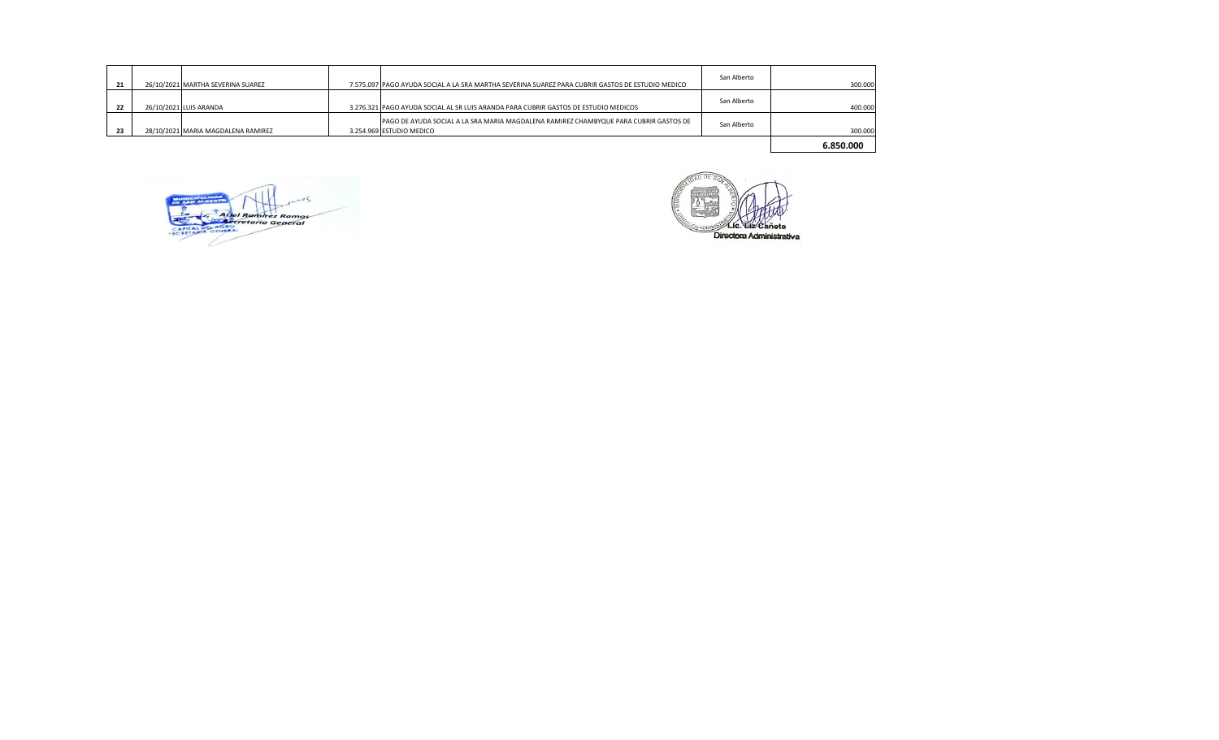| | | | | | | |
|---|---|---|---|---|---|---|
| 21 | 26/10/2021 | MARTHA SEVERINA SUAREZ | 7.575.097 | PAGO AYUDA SOCIAL A LA SRA MARTHA SEVERINA SUAREZ PARA CUBRIR GASTOS DE ESTUDIO MEDICO | San Alberto | 300.000 |
| 22 | 26/10/2021 | LUIS ARANDA | 3.276.321 | PAGO AYUDA SOCIAL AL SR LUIS ARANDA PARA CUBRIR GASTOS DE ESTUDIO MEDICOS | San Alberto | 400.000 |
| 23 | 28/10/2021 | MARIA MAGDALENA RAMIREZ | 3.254.969 | PAGO DE AYUDA SOCIAL A LA SRA MARIA MAGDALENA RAMIREZ CHAMBYQUE PARA CUBRIR GASTOS DE ESTUDIO MEDICO | San Alberto | 300.000 |
| | | | | | | **6.850.000** |

Ariel Ramirez Ramos
Secretario General

Lic. Liz Cañete
Directora Administrativa